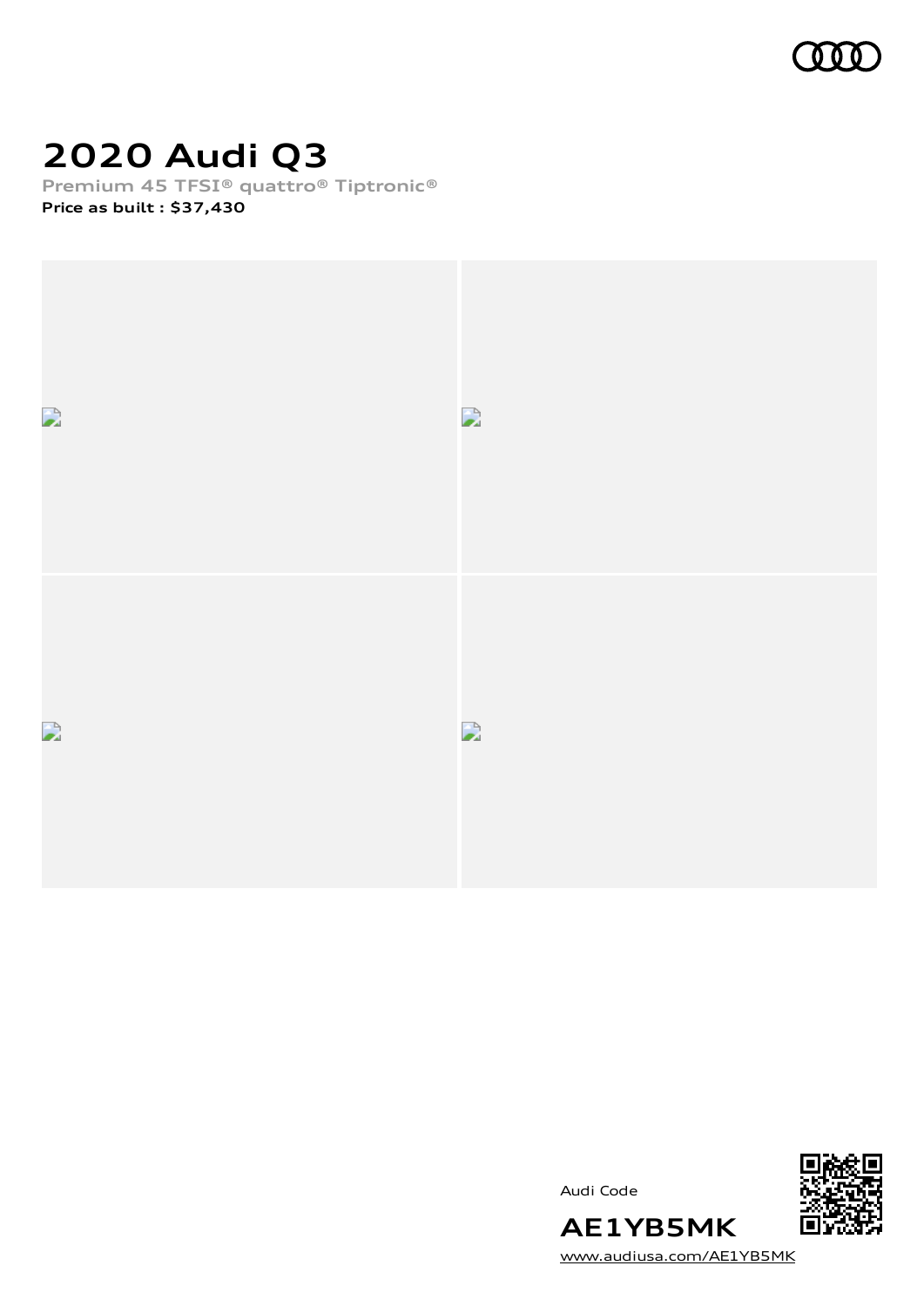# 2020 Audi Q3

**Premium 45 TFSI® quattro® Tiptronic®**

**Price as built : $37,430**

Audi Code

**AE1YB5MK**

[www.audiusa.com/AE1YB5MK](http://www.audiusa.com/AE1YB5MK)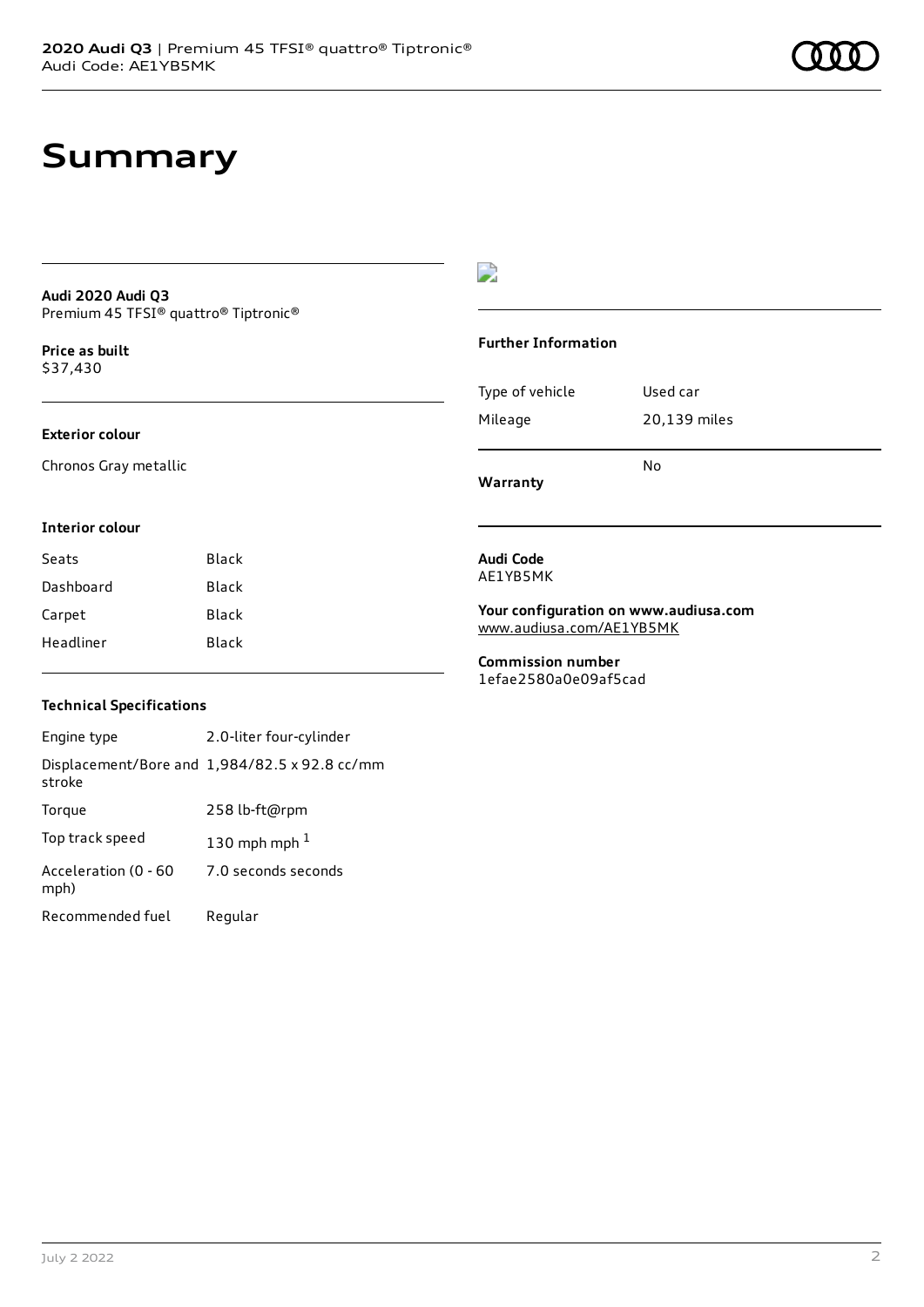# Summary

**Audi 2020 Audi Q3**
Premium 45 TFSI® quattro® Tiptronic®

**Price as built**
$37,430

**Exterior colour**

Chronos Gray metallic

**Interior colour**

| | |
|---|---|
| Seats | Black |
| Dashboard | Black |
| Carpet | Black |
| Headliner | Black |

**Technical Specifications**

| | |
|---|---|
| Engine type | 2.0-liter four-cylinder |
| Displacement/Bore and stroke | 1,984/82.5 x 92.8 cc/mm |
| Torque | 258 lb-ft@rpm |
| Top track speed | 130 mph mph [1] |
| Acceleration (0 - 60 mph) | 7.0 seconds seconds |
| Recommended fuel | Regular |

**Further Information**

| | |
|---|---|
| Type of vehicle | Used car |
| Mileage | 20,139 miles |
| **Warranty** | No |

**Audi Code**
AE1YB5MK

**Your configuration on www.audiusa.com**
www.audiusa.com/AE1YB5MK

**Commission number**
1efae2580a0e09af5cad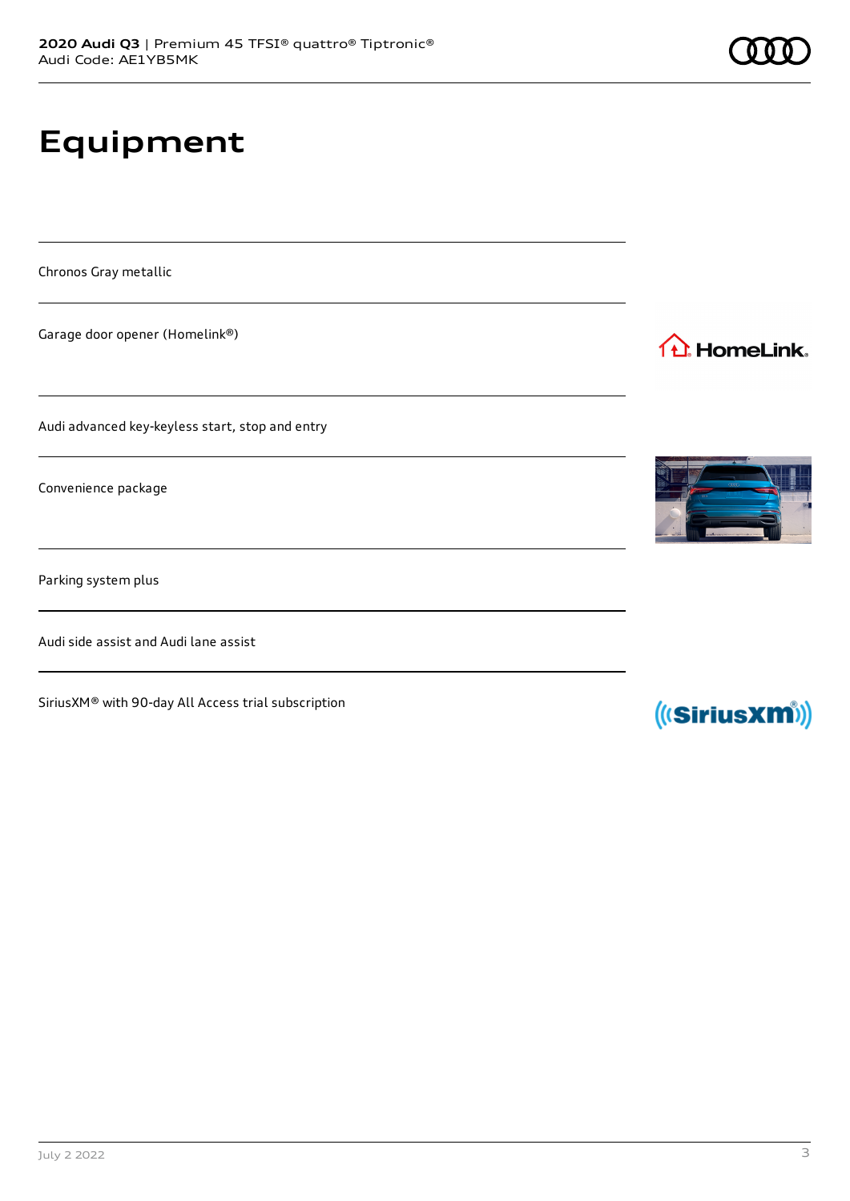# Equipment

Chronos Gray metallic

Garage door opener (Homelink®)

Audi advanced key-keyless start, stop and entry

Convenience package

Parking system plus

Audi side assist and Audi lane assist

SiriusXM® with 90-day All Access trial subscription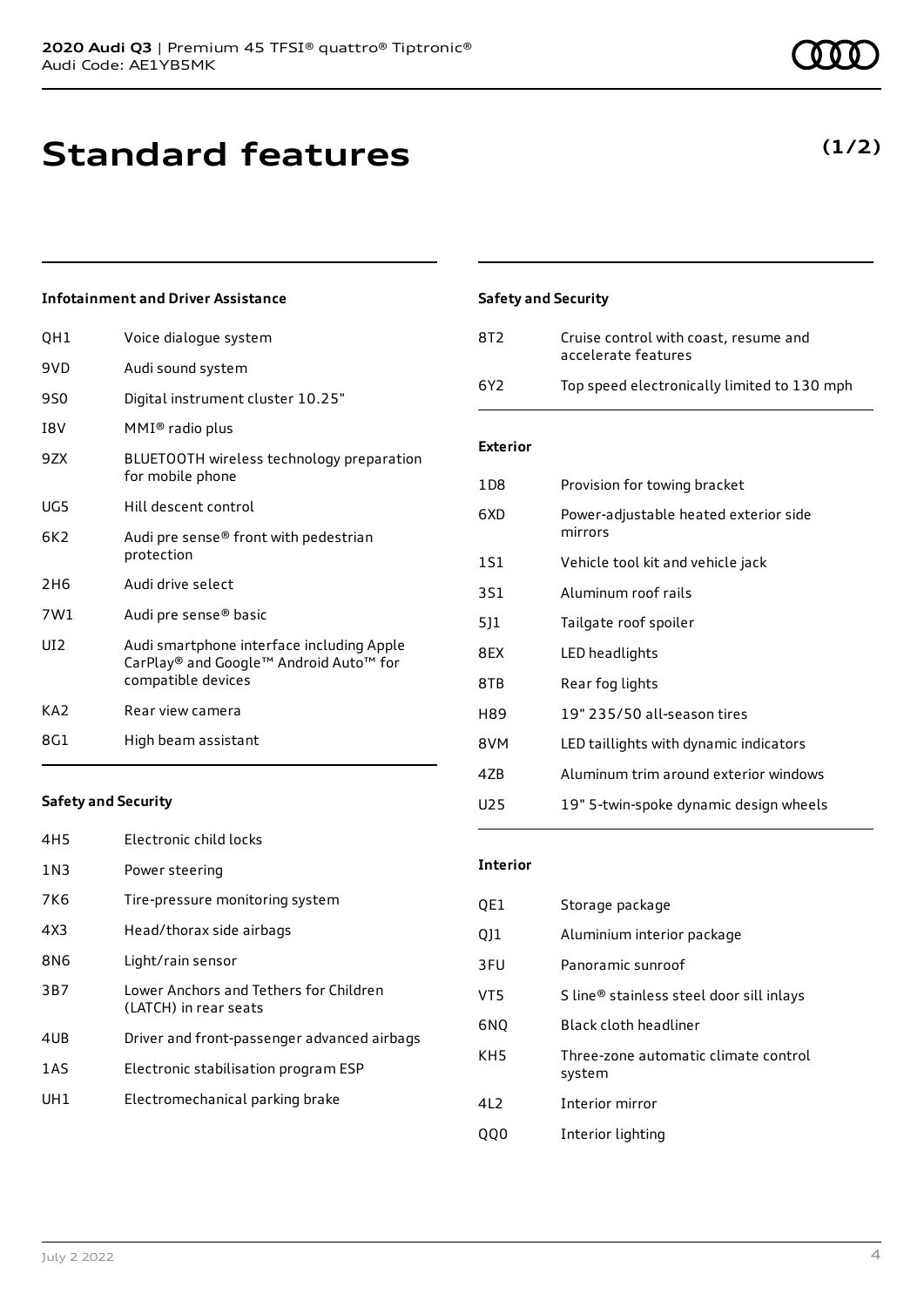# Standard features

**(1/2)**

### Infotainment and Driver Assistance

| | |
|---|---|
| QH1 | Voice dialogue system |
| 9VD | Audi sound system |
| 9S0 | Digital instrument cluster 10.25" |
| I8V | MMI® radio plus |
| 9ZX | BLUETOOTH wireless technology preparation for mobile phone |
| UG5 | Hill descent control |
| 6K2 | Audi pre sense® front with pedestrian protection |
| 2H6 | Audi drive select |
| 7W1 | Audi pre sense® basic |
| UI2 | Audi smartphone interface including Apple CarPlay® and Google™ Android Auto™ for compatible devices |
| KA2 | Rear view camera |
| 8G1 | High beam assistant |

### Safety and Security

| | |
|---|---|
| 4H5 | Electronic child locks |
| 1N3 | Power steering |
| 7K6 | Tire-pressure monitoring system |
| 4X3 | Head/thorax side airbags |
| 8N6 | Light/rain sensor |
| 3B7 | Lower Anchors and Tethers for Children (LATCH) in rear seats |
| 4UB | Driver and front-passenger advanced airbags |
| 1AS | Electronic stabilisation program ESP |
| UH1 | Electromechanical parking brake |

### Safety and Security

| | |
|---|---|
| 8T2 | Cruise control with coast, resume and accelerate features |
| 6Y2 | Top speed electronically limited to 130 mph |

### Exterior

| | |
|---|---|
| 1D8 | Provision for towing bracket |
| 6XD | Power-adjustable heated exterior side mirrors |
| 1S1 | Vehicle tool kit and vehicle jack |
| 3S1 | Aluminum roof rails |
| 5J1 | Tailgate roof spoiler |
| 8EX | LED headlights |
| 8TB | Rear fog lights |
| H89 | 19" 235/50 all-season tires |
| 8VM | LED taillights with dynamic indicators |
| 4ZB | Aluminum trim around exterior windows |
| U25 | 19" 5-twin-spoke dynamic design wheels |

### Interior

| | |
|---|---|
| QE1 | Storage package |
| QJ1 | Aluminium interior package |
| 3FU | Panoramic sunroof |
| VT5 | S line® stainless steel door sill inlays |
| 6NQ | Black cloth headliner |
| KH5 | Three-zone automatic climate control system |
| 4L2 | Interior mirror |
| QQ0 | Interior lighting |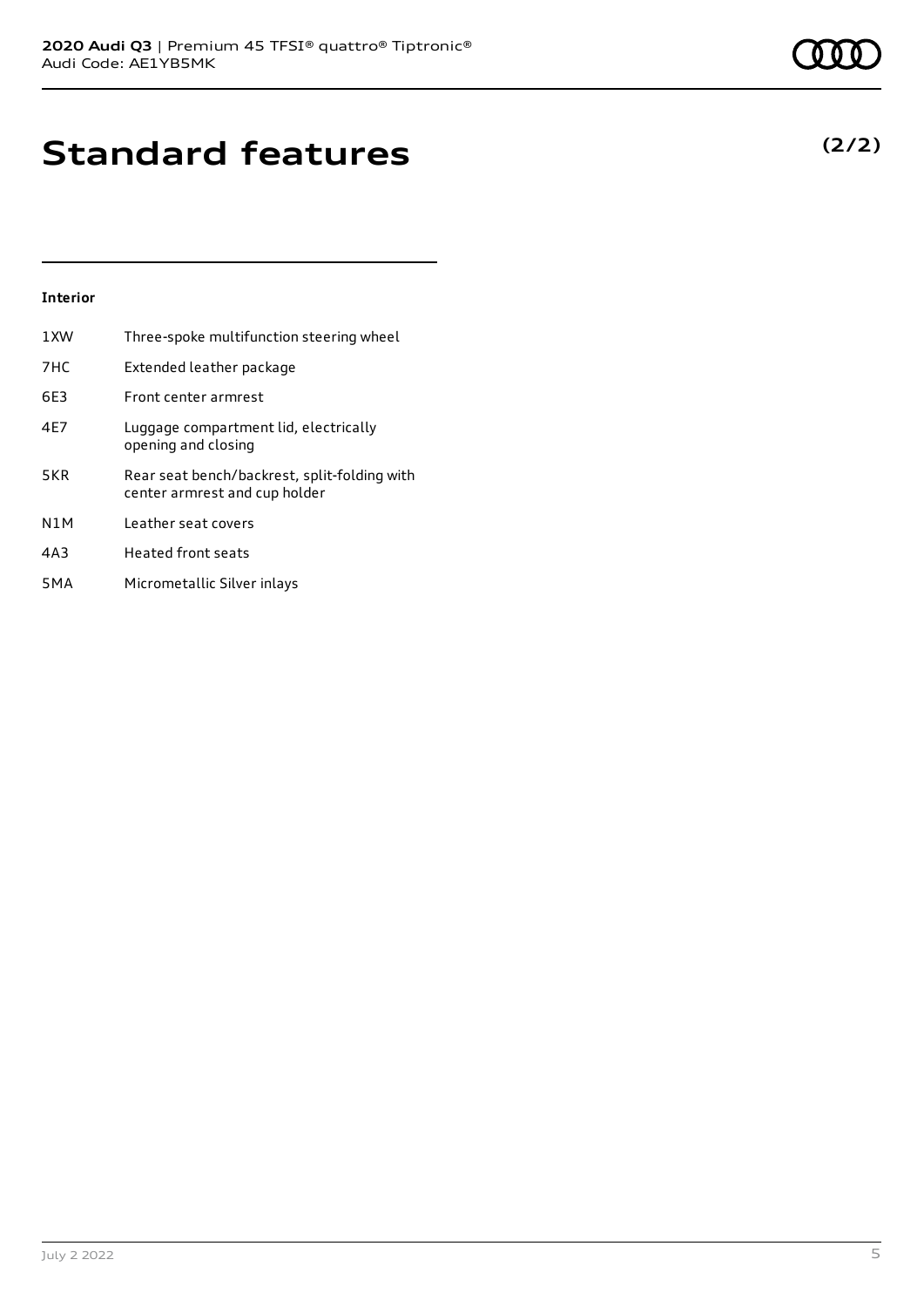# Standard features

**(2/2)**

### Interior

| Code | Feature |
| --- | --- |
| 1XW | Three-spoke multifunction steering wheel |
| 7HC | Extended leather package |
| 6E3 | Front center armrest |
| 4E7 | Luggage compartment lid, electrically opening and closing |
| 5KR | Rear seat bench/backrest, split-folding with center armrest and cup holder |
| N1M | Leather seat covers |
| 4A3 | Heated front seats |
| 5MA | Micrometallic Silver inlays |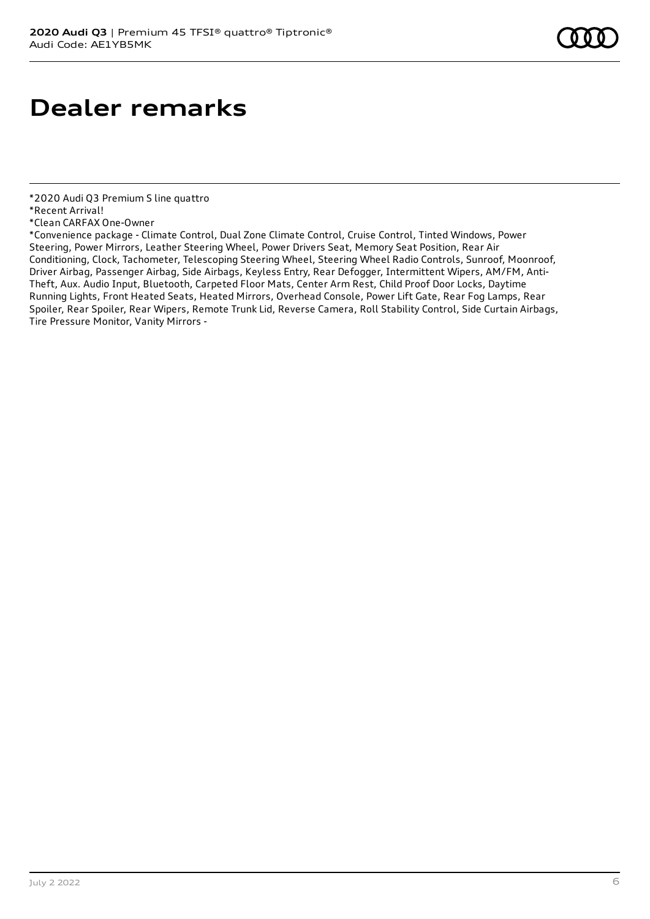# Dealer remarks

*2020 Audi Q3 Premium S line quattro
*Recent Arrival!
*Clean CARFAX One-Owner
*Convenience package - Climate Control, Dual Zone Climate Control, Cruise Control, Tinted Windows, Power Steering, Power Mirrors, Leather Steering Wheel, Power Drivers Seat, Memory Seat Position, Rear Air Conditioning, Clock, Tachometer, Telescoping Steering Wheel, Steering Wheel Radio Controls, Sunroof, Moonroof, Driver Airbag, Passenger Airbag, Side Airbags, Keyless Entry, Rear Defogger, Intermittent Wipers, AM/FM, Anti-Theft, Aux. Audio Input, Bluetooth, Carpeted Floor Mats, Center Arm Rest, Child Proof Door Locks, Daytime Running Lights, Front Heated Seats, Heated Mirrors, Overhead Console, Power Lift Gate, Rear Fog Lamps, Rear Spoiler, Rear Spoiler, Rear Wipers, Remote Trunk Lid, Reverse Camera, Roll Stability Control, Side Curtain Airbags, Tire Pressure Monitor, Vanity Mirrors -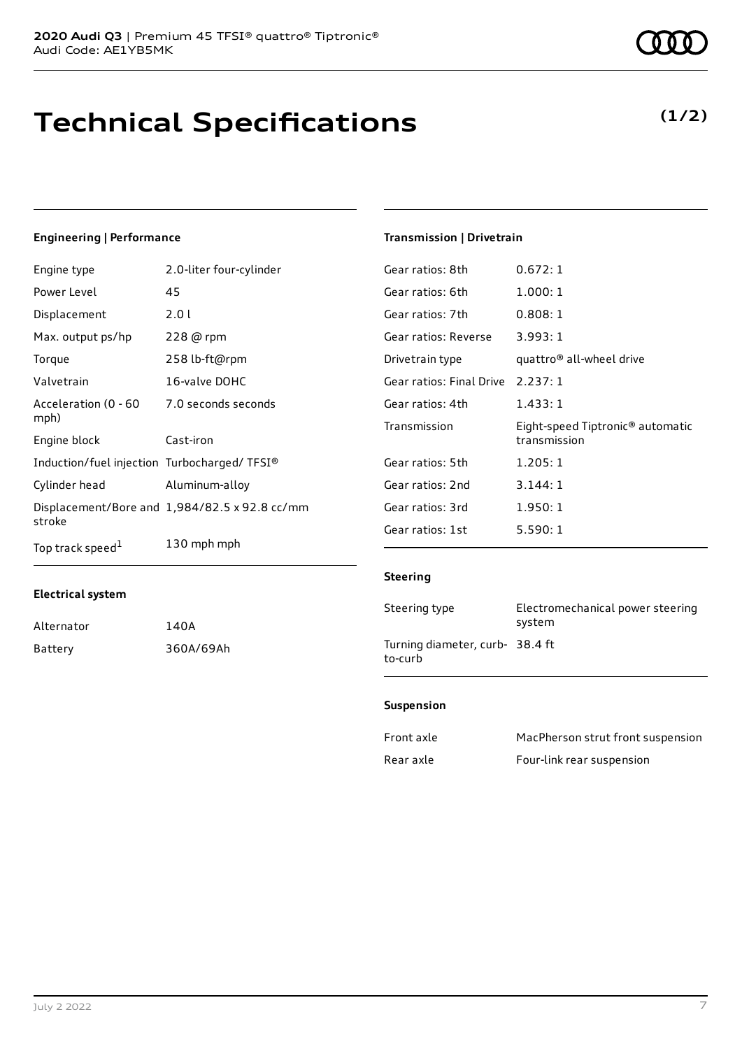**2020 Audi Q3** | Premium 45 TFSI® quattro® Tiptronic®
Audi Code: AE1YB5MK

# Technical Specifications

**(1/2)**

### Engineering | Performance

| | |
|---|---|
| Engine type | 2.0-liter four-cylinder |
| Power Level | 45 |
| Displacement | 2.0 l |
| Max. output ps/hp | 228 @ rpm |
| Torque | 258 lb-ft@rpm |
| Valvetrain | 16-valve DOHC |
| Acceleration (0 - 60 mph) | 7.0 seconds seconds |
| Engine block | Cast-iron |
| Induction/fuel injection | Turbocharged/ TFSI® |
| Cylinder head | Aluminum-alloy |
| Displacement/Bore and stroke | 1,984/82.5 x 92.8 cc/mm |
| Top track speed[1] | 130 mph mph |

### Electrical system

| | |
|---|---|
| Alternator | 140A |
| Battery | 360A/69Ah |

### Transmission | Drivetrain

| | |
|---|---|
| Gear ratios: 8th | 0.672: 1 |
| Gear ratios: 6th | 1.000: 1 |
| Gear ratios: 7th | 0.808: 1 |
| Gear ratios: Reverse | 3.993: 1 |
| Drivetrain type | quattro® all-wheel drive |
| Gear ratios: Final Drive | 2.237: 1 |
| Gear ratios: 4th | 1.433: 1 |
| Transmission | Eight-speed Tiptronic® automatic transmission |
| Gear ratios: 5th | 1.205: 1 |
| Gear ratios: 2nd | 3.144: 1 |
| Gear ratios: 3rd | 1.950: 1 |
| Gear ratios: 1st | 5.590: 1 |

### Steering

| | |
|---|---|
| Steering type | Electromechanical power steering system |
| Turning diameter, curb-to-curb | 38.4 ft |

### Suspension

| | |
|---|---|
| Front axle | MacPherson strut front suspension |
| Rear axle | Four-link rear suspension |

July 2 2022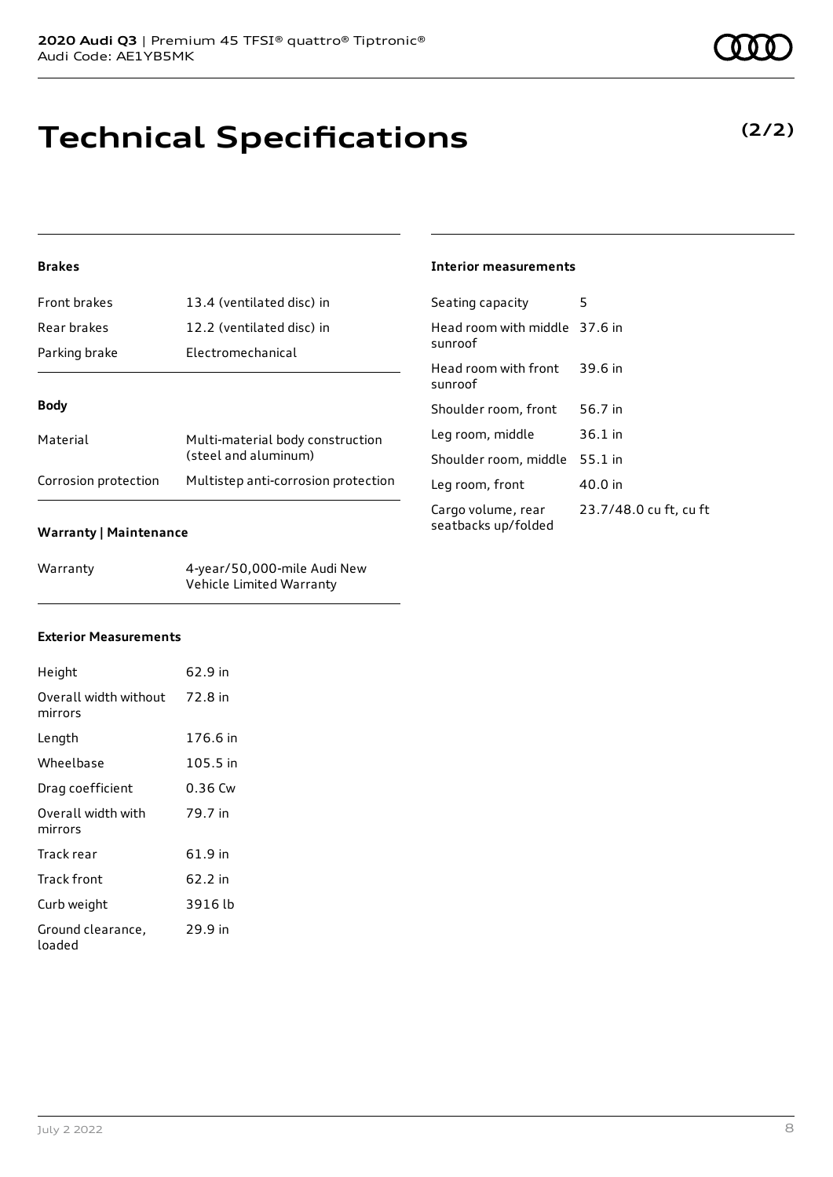# Technical Specifications

**(2/2)**

### Brakes

| | |
|---|---|
| Front brakes | 13.4 (ventilated disc) in |
| Rear brakes | 12.2 (ventilated disc) in |
| Parking brake | Electromechanical |

### Body

| | |
|---|---|
| Material | Multi-material body construction (steel and aluminum) |
| Corrosion protection | Multistep anti-corrosion protection |

### Warranty | Maintenance

| | |
|---|---|
| Warranty | 4-year/50,000-mile Audi New Vehicle Limited Warranty |

### Exterior Measurements

| | |
|---|---|
| Height | 62.9 in |
| Overall width without mirrors | 72.8 in |
| Length | 176.6 in |
| Wheelbase | 105.5 in |
| Drag coefficient | 0.36 Cw |
| Overall width with mirrors | 79.7 in |
| Track rear | 61.9 in |
| Track front | 62.2 in |
| Curb weight | 3916 lb |
| Ground clearance, loaded | 29.9 in |

### Interior measurements

| | |
|---|---|
| Seating capacity | 5 |
| Head room with middle sunroof | 37.6 in |
| Head room with front sunroof | 39.6 in |
| Shoulder room, front | 56.7 in |
| Leg room, middle | 36.1 in |
| Shoulder room, middle | 55.1 in |
| Leg room, front | 40.0 in |
| Cargo volume, rear seatbacks up/folded | 23.7/48.0 cu ft, cu ft |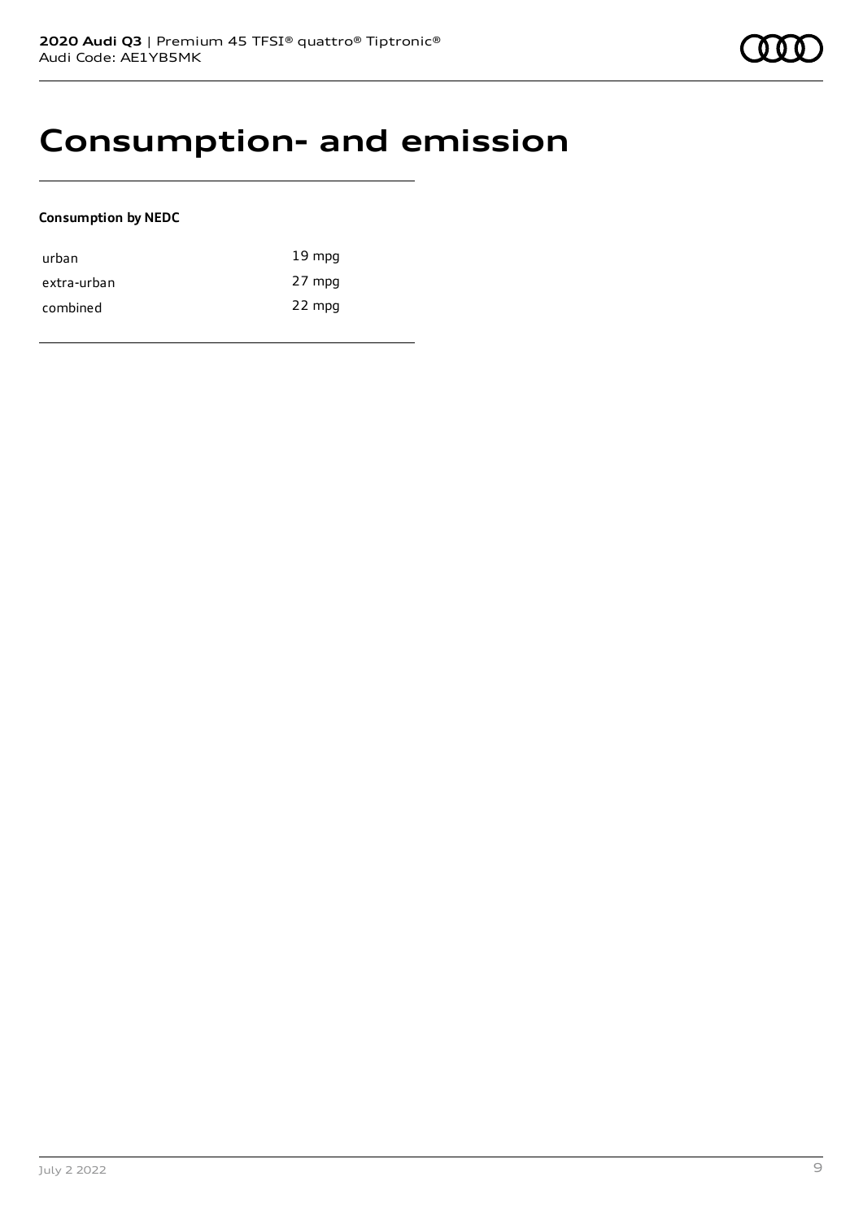# Consumption- and emission

**Consumption by NEDC**

| | |
|---|---|
| urban | 19 mpg |
| extra-urban | 27 mpg |
| combined | 22 mpg |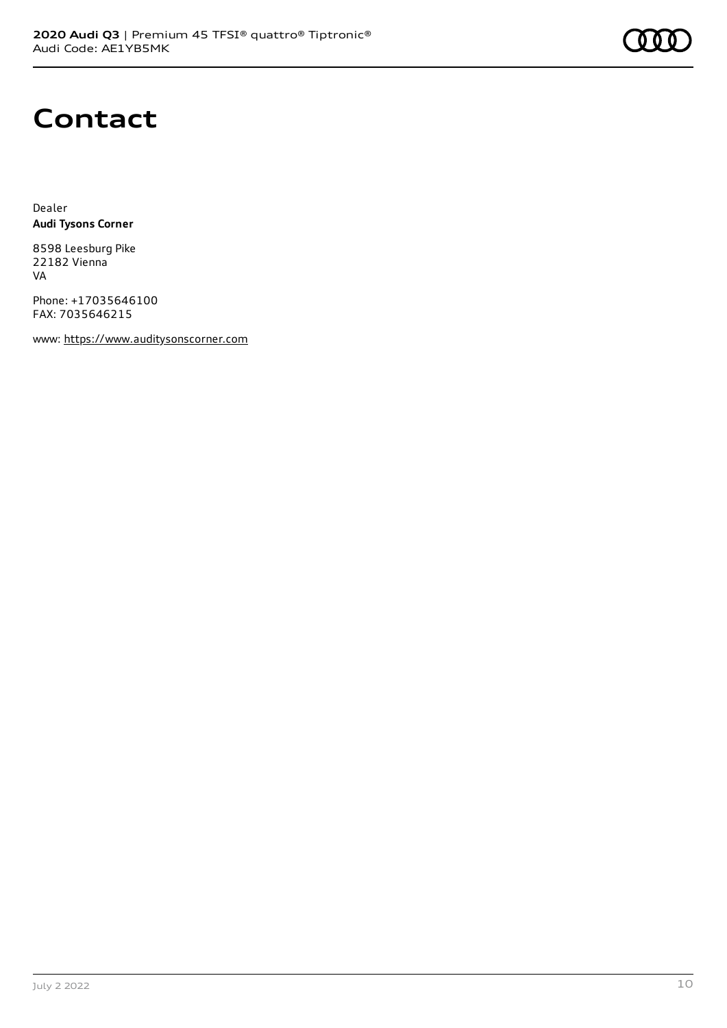# Contact

Dealer
**Audi Tysons Corner**

8598 Leesburg Pike
22182 Vienna
VA

Phone: +17035646100
FAX: 7035646215

www: https://www.auditysonscorner.com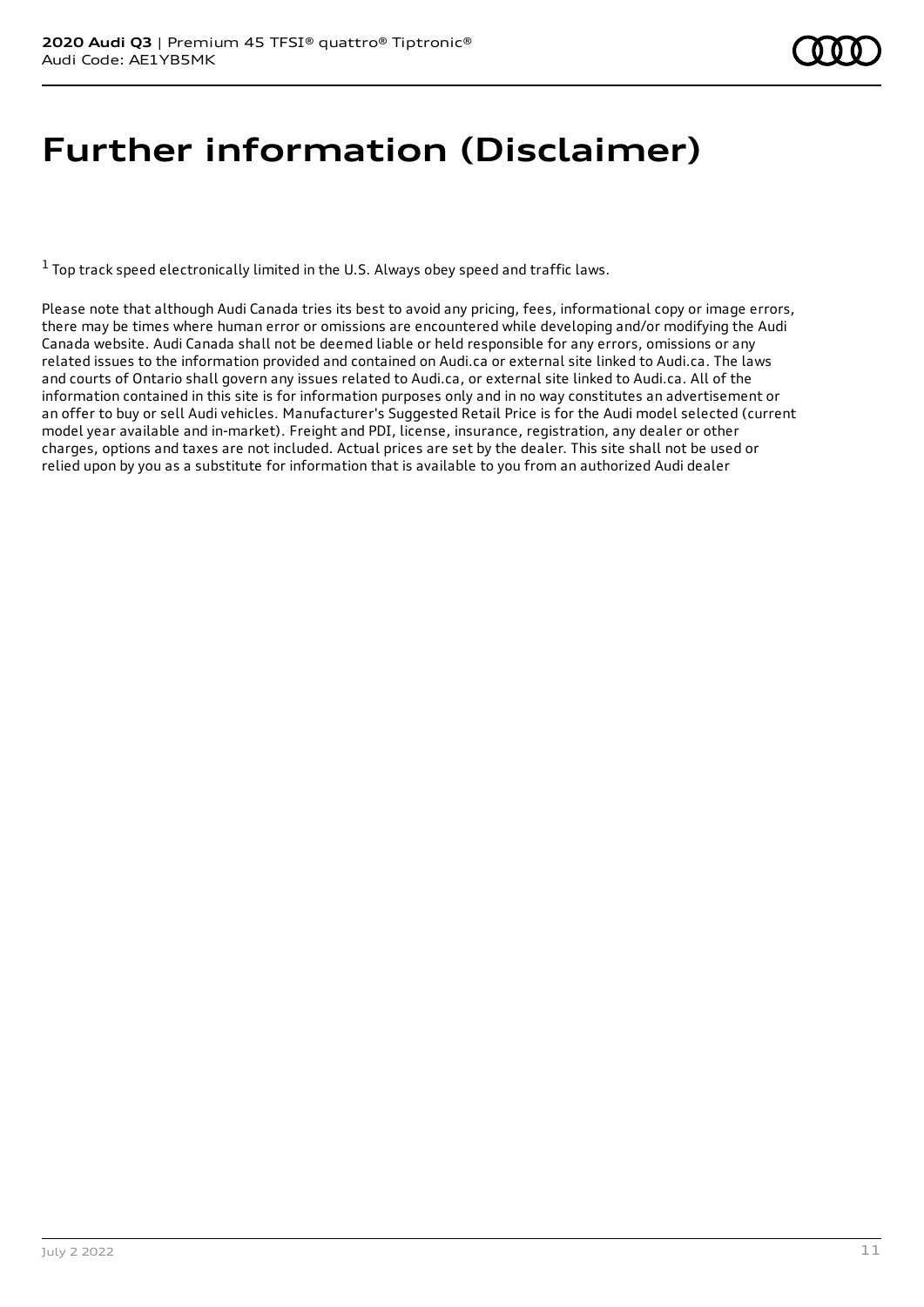# Further information (Disclaimer)

[1] Top track speed electronically limited in the U.S. Always obey speed and traffic laws.

Please note that although Audi Canada tries its best to avoid any pricing, fees, informational copy or image errors, there may be times where human error or omissions are encountered while developing and/or modifying the Audi Canada website. Audi Canada shall not be deemed liable or held responsible for any errors, omissions or any related issues to the information provided and contained on Audi.ca or external site linked to Audi.ca. The laws and courts of Ontario shall govern any issues related to Audi.ca, or external site linked to Audi.ca. All of the information contained in this site is for information purposes only and in no way constitutes an advertisement or an offer to buy or sell Audi vehicles. Manufacturer's Suggested Retail Price is for the Audi model selected (current model year available and in-market). Freight and PDI, license, insurance, registration, any dealer or other charges, options and taxes are not included. Actual prices are set by the dealer. This site shall not be used or relied upon by you as a substitute for information that is available to you from an authorized Audi dealer